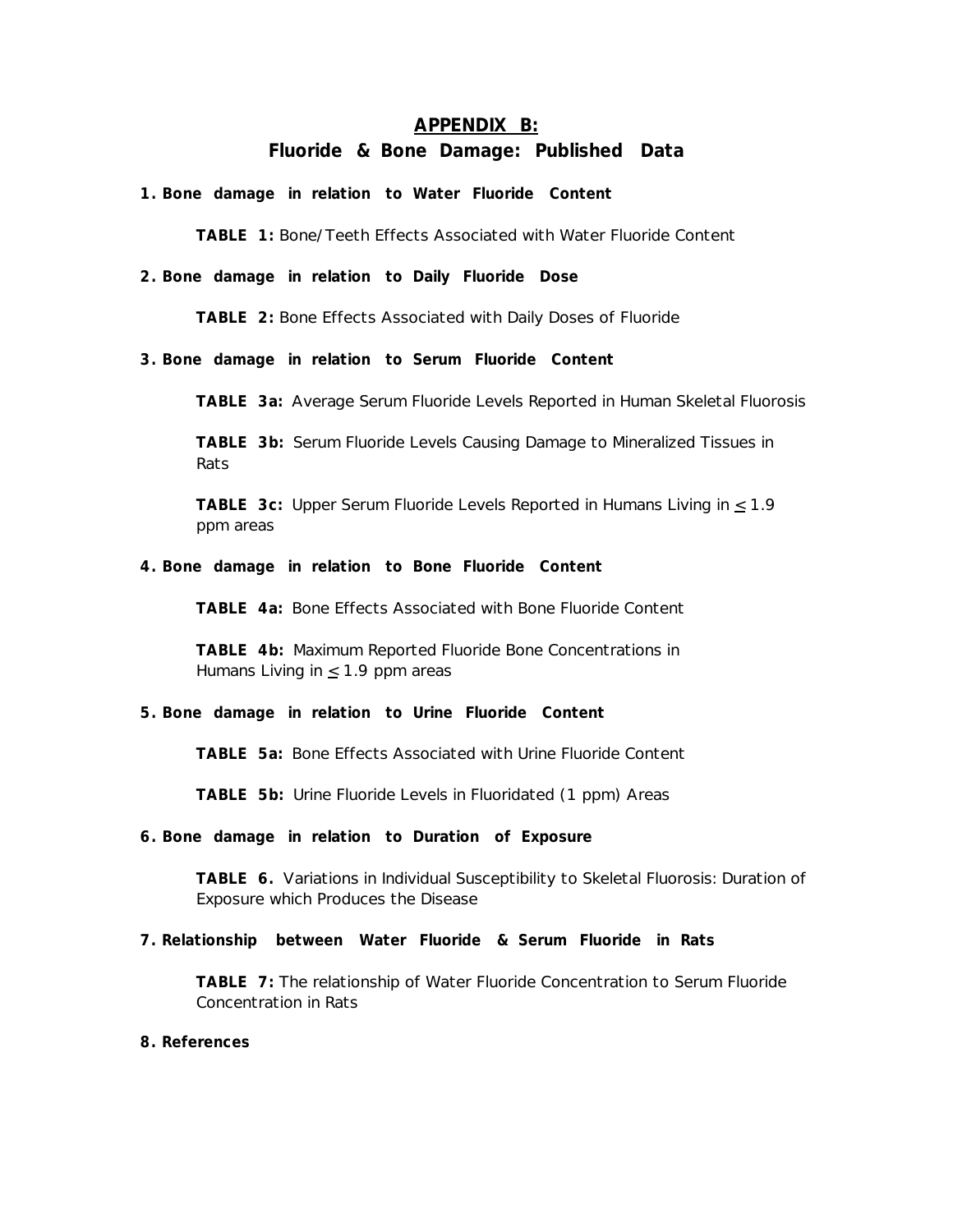# APPENDIX B:

## Fluoride & Bone Damage: Published Data

**1. Bone damage in relation to Water Fluoride Content**

**TABLE 1:** Bone/Teeth Effects Associated with Water Fluoride Content

**2. Bone damage in relation to Daily Fluoride Dose**

**TABLE 2:** Bone Effects Associated with Daily Doses of Fluoride

**3. Bone damage in relation to Serum Fluoride Content**

**TABLE 3a:** Average Serum Fluoride Levels Reported in Human Skeletal Fluorosis

**TABLE 3b:** Serum Fluoride Levels Causing Damage to Mineralized Tissues in Rats

**TABLE 3c:** Upper Serum Fluoride Levels Reported in Humans Living in $\leq$ 1.9 ppm areas

**4. Bone damage in relation to Bone Fluoride Content**

**TABLE 4a:** Bone Effects Associated with Bone Fluoride Content

**TABLE 4b:** Maximum Reported Fluoride Bone Concentrations in Humans Living in $\leq$ 1.9 ppm areas

**5. Bone damage in relation to Urine Fluoride Content**

**TABLE 5a:** Bone Effects Associated with Urine Fluoride Content

**TABLE 5b:** Urine Fluoride Levels in Fluoridated (1 ppm) Areas

**6. Bone damage in relation to Duration of Exposure**

**TABLE 6.** Variations in Individual Susceptibility to Skeletal Fluorosis: Duration of Exposure which Produces the Disease

**7. Relationship between Water Fluoride & Serum Fluoride in Rats**

**TABLE 7:** The relationship of Water Fluoride Concentration to Serum Fluoride Concentration in Rats

**8. References**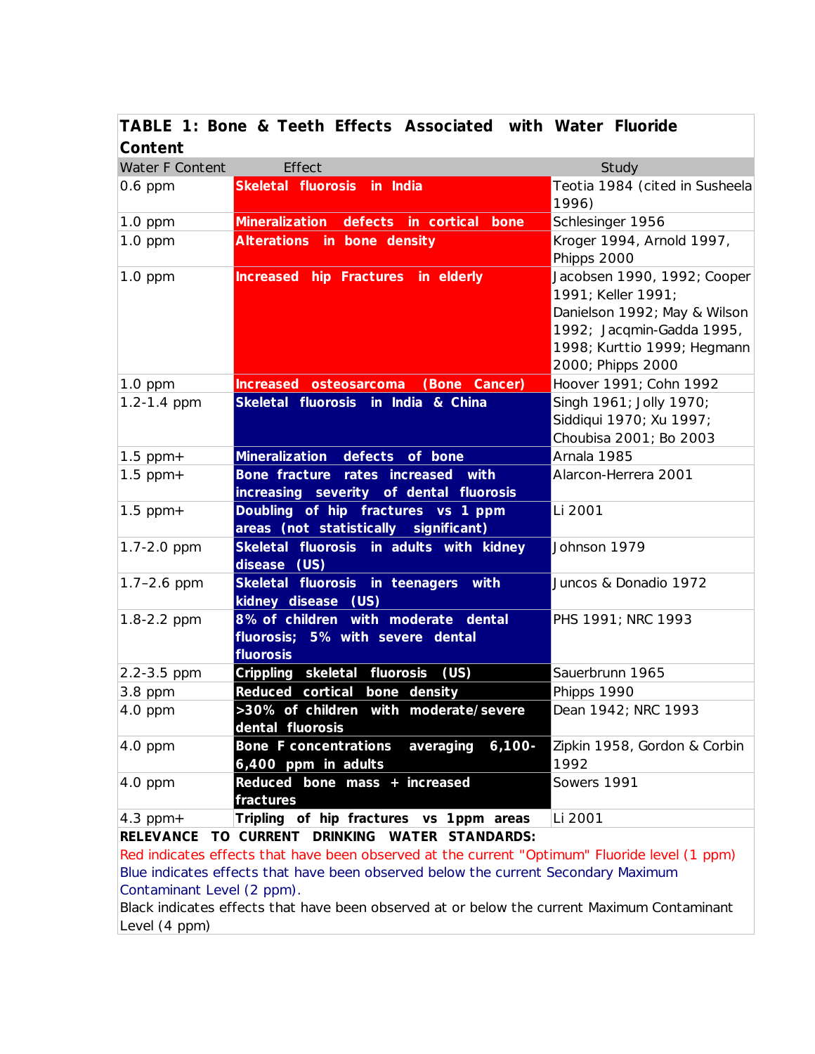**TABLE 1: Bone & Teeth Effects Associated with Water Fluoride Content**

| Water F Content | Effect | Study |
|---|---|---|
| 0.6 ppm | **Skeletal fluorosis in India** | Teotia 1984 (cited in Susheela 1996) |
| 1.0 ppm | **Mineralization defects in cortical bone** | Schlesinger 1956 |
| 1.0 ppm | **Alterations in bone density** | Kroger 1994, Arnold 1997, Phipps 2000 |
| 1.0 ppm | **Increased hip Fractures in elderly** | Jacobsen 1990, 1992; Cooper 1991; Keller 1991; Danielson 1992; May & Wilson 1992; Jacqmin-Gadda 1995, 1998; Kurttio 1999; Hegmann 2000; Phipps 2000 |
| 1.0 ppm | **Increased osteosarcoma (Bone Cancer)** | Hoover 1991; Cohn 1992 |
| 1.2-1.4 ppm | **Skeletal fluorosis in India & China** | Singh 1961; Jolly 1970; Siddiqui 1970; Xu 1997; Choubisa 2001; Bo 2003 |
| 1.5 ppm+ | **Mineralization defects of bone** | Arnala 1985 |
| 1.5 ppm+ | **Bone fracture rates increased with increasing severity of dental fluorosis** | Alarcon-Herrera 2001 |
| 1.5 ppm+ | **Doubling of hip fractures vs 1 ppm areas (not statistically significant)** | Li 2001 |
| 1.7-2.0 ppm | **Skeletal fluorosis in adults with kidney disease (US)** | Johnson 1979 |
| 1.7–2.6 ppm | **Skeletal fluorosis in teenagers with kidney disease (US)** | Juncos & Donadio 1972 |
| 1.8-2.2 ppm | **8% of children with moderate dental fluorosis; 5% with severe dental fluorosis** | PHS 1991; NRC 1993 |
| 2.2-3.5 ppm | **Crippling skeletal fluorosis (US)** | Sauerbrunn 1965 |
| 3.8 ppm | **Reduced cortical bone density** | Phipps 1990 |
| 4.0 ppm | **>30% of children with moderate/severe dental fluorosis** | Dean 1942; NRC 1993 |
| 4.0 ppm | **Bone F concentrations averaging 6,100-6,400 ppm in adults** | Zipkin 1958, Gordon & Corbin 1992 |
| 4.0 ppm | **Reduced bone mass + increased fractures** | Sowers 1991 |
| 4.3 ppm+ | **Tripling of hip fractures vs 1ppm areas** | Li 2001 |

**RELEVANCE TO CURRENT DRINKING WATER STANDARDS:**

Red indicates effects that have been observed at the current "Optimum" Fluoride level (1 ppm)

Blue indicates effects that have been observed below the current Secondary Maximum Contaminant Level (2 ppm).

Black indicates effects that have been observed at or below the current Maximum Contaminant Level (4 ppm)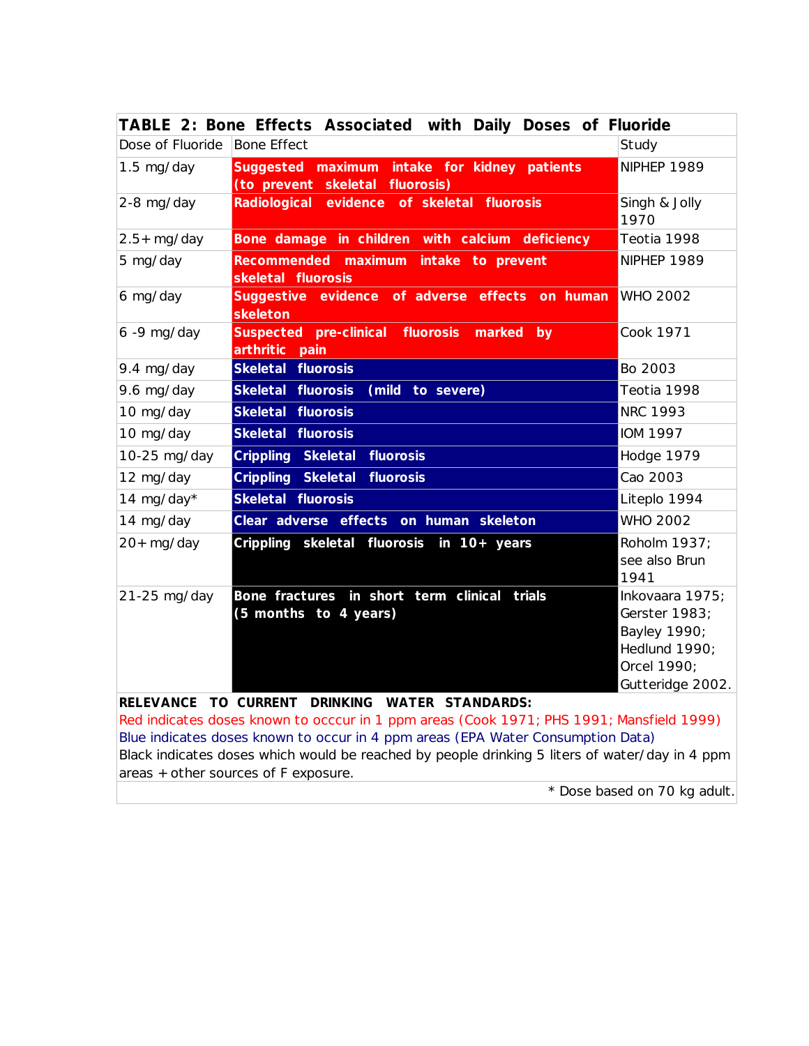**TABLE 2: Bone Effects Associated with Daily Doses of Fluoride**

| Dose of Fluoride | Bone Effect | Study |
|---|---|---|
| 1.5 mg/day | **Suggested maximum intake for kidney patients (to prevent skeletal fluorosis)** | NIPHEP 1989 |
| 2-8 mg/day | **Radiological evidence of skeletal fluorosis** | Singh & Jolly 1970 |
| 2.5+ mg/day | **Bone damage in children with calcium deficiency** | Teotia 1998 |
| 5 mg/day | **Recommended maximum intake to prevent skeletal fluorosis** | NIPHEP 1989 |
| 6 mg/day | **Suggestive evidence of adverse effects on human skeleton** | WHO 2002 |
| 6 -9 mg/day | **Suspected pre-clinical fluorosis marked by arthritic pain** | Cook 1971 |
| 9.4 mg/day | **Skeletal fluorosis** | Bo 2003 |
| 9.6 mg/day | **Skeletal fluorosis (mild to severe)** | Teotia 1998 |
| 10 mg/day | **Skeletal fluorosis** | NRC 1993 |
| 10 mg/day | **Skeletal fluorosis** | IOM 1997 |
| 10-25 mg/day | **Crippling Skeletal fluorosis** | Hodge 1979 |
| 12 mg/day | **Crippling Skeletal fluorosis** | Cao 2003 |
| 14 mg/day* | **Skeletal fluorosis** | Liteplo 1994 |
| 14 mg/day | **Clear adverse effects on human skeleton** | WHO 2002 |
| 20+ mg/day | **Crippling skeletal fluorosis in 10+ years** | Roholm 1937; see also Brun 1941 |
| 21-25 mg/day | **Bone fractures in short term clinical trials (5 months to 4 years)** | Inkovaara 1975; Gerster 1983; Bayley 1990; Hedlund 1990; Orcel 1990; Gutteridge 2002. |

**RELEVANCE TO CURRENT DRINKING WATER STANDARDS:**
Red indicates doses known to occcur in 1 ppm areas (Cook 1971; PHS 1991; Mansfield 1999)
Blue indicates doses known to occur in 4 ppm areas (EPA Water Consumption Data)
Black indicates doses which would be reached by people drinking 5 liters of water/day in 4 ppm areas + other sources of F exposure.

\* Dose based on 70 kg adult.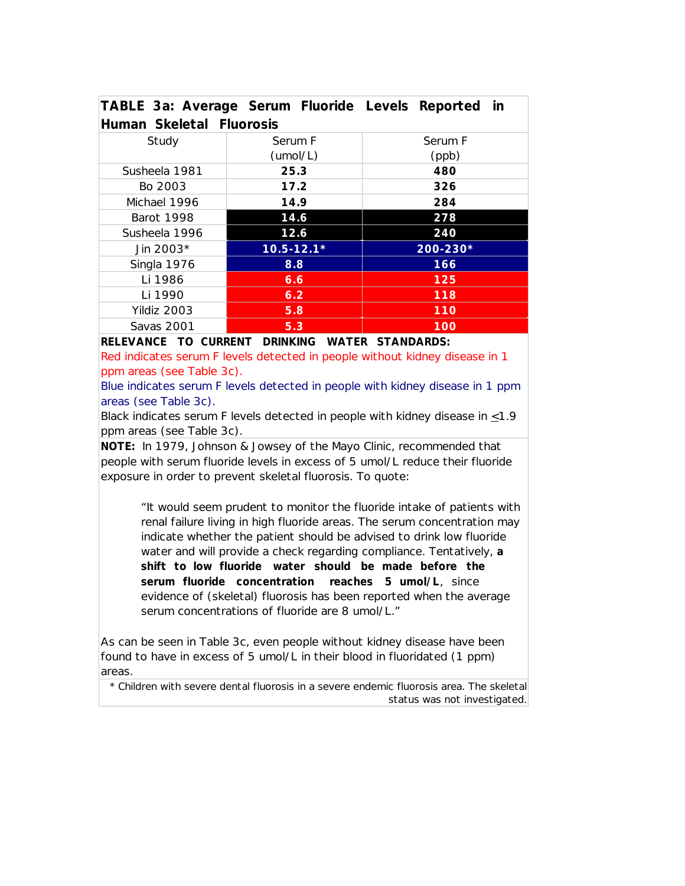## TABLE 3a: Average Serum Fluoride Levels Reported in Human Skeletal Fluorosis

| Study | Serum F (umol/L) | Serum F (ppb) |
|---|---|---|
| Susheela 1981 | **25.3** | **480** |
| Bo 2003 | **17.2** | **326** |
| Michael 1996 | **14.9** | **284** |
| Barot 1998 | **14.6** | **278** |
| Susheela 1996 | **12.6** | **240** |
| Jin 2003* | **10.5-12.1*** | **200-230*** |
| Singla 1976 | **8.8** | **166** |
| Li 1986 | **6.6** | **125** |
| Li 1990 | **6.2** | **118** |
| Yildiz 2003 | **5.8** | **110** |
| Savas 2001 | **5.3** | **100** |

**RELEVANCE TO CURRENT DRINKING WATER STANDARDS:**

Red indicates serum F levels detected in people without kidney disease in 1 ppm areas (see Table 3c).

Blue indicates serum F levels detected in people with kidney disease in 1 ppm areas (see Table 3c).

Black indicates serum F levels detected in people with kidney disease in ≤1.9 ppm areas (see Table 3c).

**NOTE:** In 1979, Johnson & Jowsey of the Mayo Clinic, recommended that people with serum fluoride levels in excess of 5 umol/L reduce their fluoride exposure in order to prevent skeletal fluorosis. To quote:

> "It would seem prudent to monitor the fluoride intake of patients with renal failure living in high fluoride areas. The serum concentration may indicate whether the patient should be advised to drink low fluoride water and will provide a check regarding compliance. Tentatively, **a shift to low fluoride water should be made before the serum fluoride concentration reaches 5 umol/L**, since evidence of (skeletal) fluorosis has been reported when the average serum concentrations of fluoride are 8 umol/L."

As can be seen in Table 3c, even people without kidney disease have been found to have in excess of 5 umol/L in their blood in fluoridated (1 ppm) areas.

* Children with severe dental fluorosis in a severe endemic fluorosis area. The skeletal status was not investigated.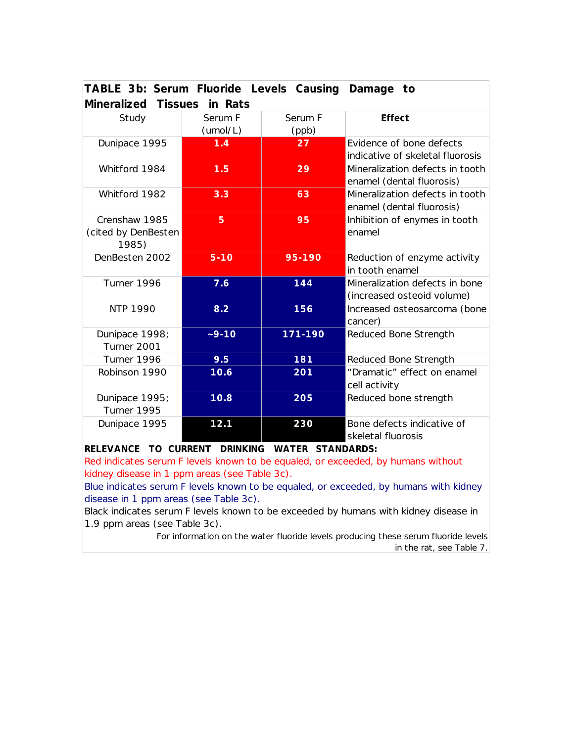**TABLE 3b: Serum Fluoride Levels Causing Damage to Mineralized Tissues in Rats**

| Study | Serum F (umol/L) | Serum F (ppb) | **Effect** |
|---|---|---|---|
| Dunipace 1995 | **1.4** | **27** | Evidence of bone defects indicative of skeletal fluorosis |
| Whitford 1984 | **1.5** | **29** | Mineralization defects in tooth enamel (dental fluorosis) |
| Whitford 1982 | **3.3** | **63** | Mineralization defects in tooth enamel (dental fluorosis) |
| Crenshaw 1985 (cited by DenBesten 1985) | **5** | **95** | Inhibition of enymes in tooth enamel |
| DenBesten 2002 | **5-10** | **95-190** | Reduction of enzyme activity in tooth enamel |
| Turner 1996 | **7.6** | **144** | Mineralization defects in bone (increased osteoid volume) |
| NTP 1990 | **8.2** | **156** | Increased osteosarcoma (bone cancer) |
| Dunipace 1998; Turner 2001 | **~9-10** | **171-190** | Reduced Bone Strength |
| Turner 1996 | **9.5** | **181** | Reduced Bone Strength |
| Robinson 1990 | **10.6** | **201** | "Dramatic" effect on enamel cell activity |
| Dunipace 1995; Turner 1995 | **10.8** | **205** | Reduced bone strength |
| Dunipace 1995 | **12.1** | **230** | Bone defects indicative of skeletal fluorosis |

**RELEVANCE TO CURRENT DRINKING WATER STANDARDS:**

Red indicates serum F levels known to be equaled, or exceeded, by humans without kidney disease in 1 ppm areas (see Table 3c).

Blue indicates serum F levels known to be equaled, or exceeded, by humans with kidney disease in 1 ppm areas (see Table 3c).

Black indicates serum F levels known to be exceeded by humans with kidney disease in 1.9 ppm areas (see Table 3c).

For information on the water fluoride levels producing these serum fluoride levels in the rat, see Table 7.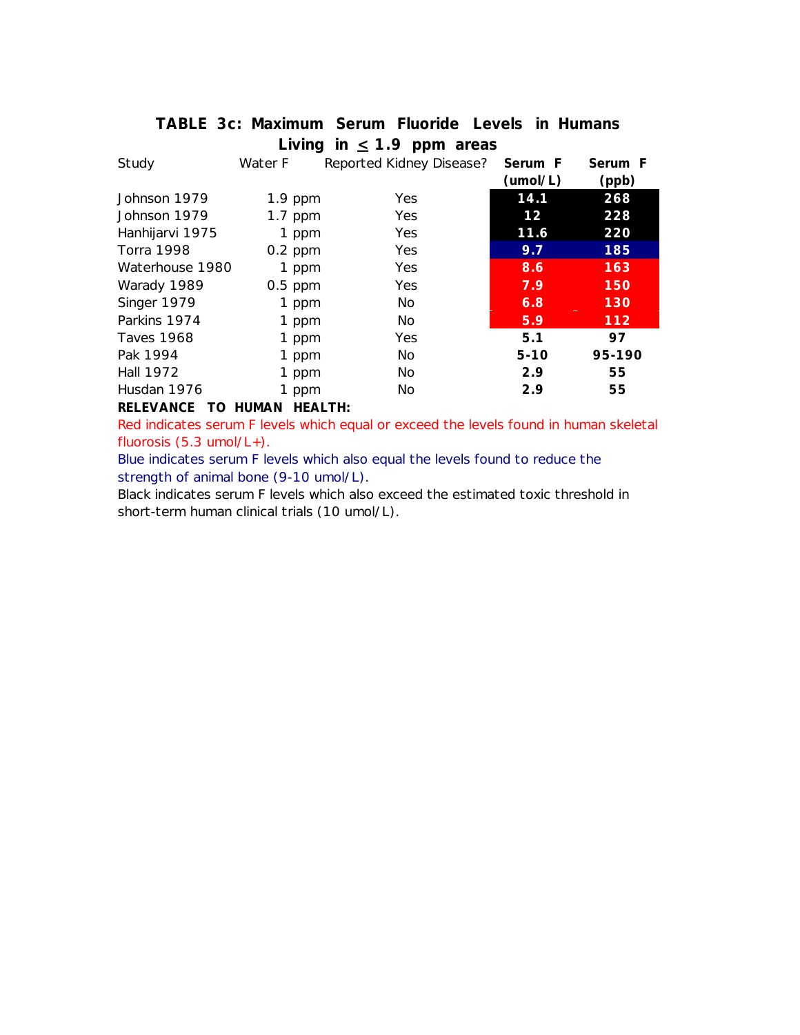## TABLE 3c: Maximum Serum Fluoride Levels in Humans Living in ≤ 1.9 ppm areas

| Study | Water F | Reported Kidney Disease? | Serum F (umol/L) | Serum F (ppb) |
|---|---|---|---|---|
| Johnson 1979 | 1.9 ppm | Yes | **14.1** | **268** |
| Johnson 1979 | 1.7 ppm | Yes | **12** | **228** |
| Hanhijarvi 1975 | 1 ppm | Yes | **11.6** | **220** |
| Torra 1998 | 0.2 ppm | Yes | **9.7** | **185** |
| Waterhouse 1980 | 1 ppm | Yes | **8.6** | **163** |
| Warady 1989 | 0.5 ppm | Yes | **7.9** | **150** |
| Singer 1979 | 1 ppm | No | **6.8** | **130** |
| Parkins 1974 | 1 ppm | No | **5.9** | **112** |
| Taves 1968 | 1 ppm | Yes | **5.1** | **97** |
| Pak 1994 | 1 ppm | No | **5-10** | **95-190** |
| Hall 1972 | 1 ppm | No | **2.9** | **55** |
| Husdan 1976 | 1 ppm | No | **2.9** | **55** |

**RELEVANCE TO HUMAN HEALTH:**

Red indicates serum F levels which equal or exceed the levels found in human skeletal fluorosis (5.3 umol/L+).

Blue indicates serum F levels which also equal the levels found to reduce the strength of animal bone (9-10 umol/L).

Black indicates serum F levels which also exceed the estimated toxic threshold in short-term human clinical trials (10 umol/L).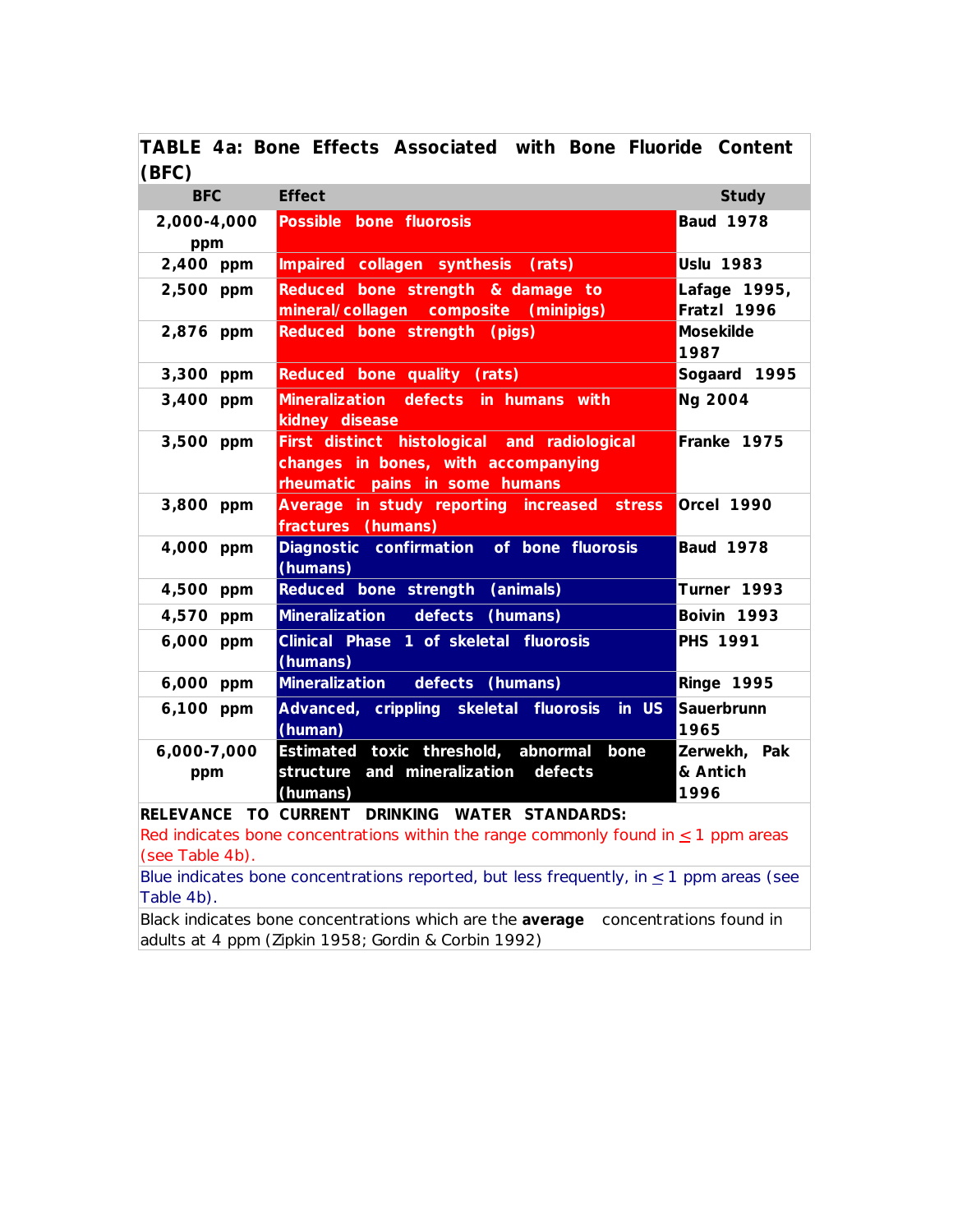**TABLE 4a: Bone Effects Associated with Bone Fluoride Content (BFC)**

| BFC | Effect | Study |
|---|---|---|
| 2,000-4,000 ppm | Possible bone fluorosis | Baud 1978 |
| 2,400 ppm | Impaired collagen synthesis (rats) | Uslu 1983 |
| 2,500 ppm | Reduced bone strength & damage to mineral/collagen composite (minipigs) | Lafage 1995, Fratzl 1996 |
| 2,876 ppm | Reduced bone strength (pigs) | Mosekilde 1987 |
| 3,300 ppm | Reduced bone quality (rats) | Sogaard 1995 |
| 3,400 ppm | Mineralization defects in humans with kidney disease | Ng 2004 |
| 3,500 ppm | First distinct histological and radiological changes in bones, with accompanying rheumatic pains in some humans | Franke 1975 |
| 3,800 ppm | Average in study reporting increased stress fractures (humans) | Orcel 1990 |
| 4,000 ppm | Diagnostic confirmation of bone fluorosis (humans) | Baud 1978 |
| 4,500 ppm | Reduced bone strength (animals) | Turner 1993 |
| 4,570 ppm | Mineralization defects (humans) | Boivin 1993 |
| 6,000 ppm | Clinical Phase 1 of skeletal fluorosis (humans) | PHS 1991 |
| 6,000 ppm | Mineralization defects (humans) | Ringe 1995 |
| 6,100 ppm | Advanced, crippling skeletal fluorosis in US (human) | Sauerbrunn 1965 |
| 6,000-7,000 ppm | Estimated toxic threshold, abnormal bone structure and mineralization defects (humans) | Zerwekh, Pak & Antich 1996 |

**RELEVANCE TO CURRENT DRINKING WATER STANDARDS:**

Red indicates bone concentrations within the range commonly found in ≤ 1 ppm areas (see Table 4b).

Blue indicates bone concentrations reported, but less frequently, in ≤ 1 ppm areas (see Table 4b).

Black indicates bone concentrations which are the **average** concentrations found in adults at 4 ppm (Zipkin 1958; Gordin & Corbin 1992)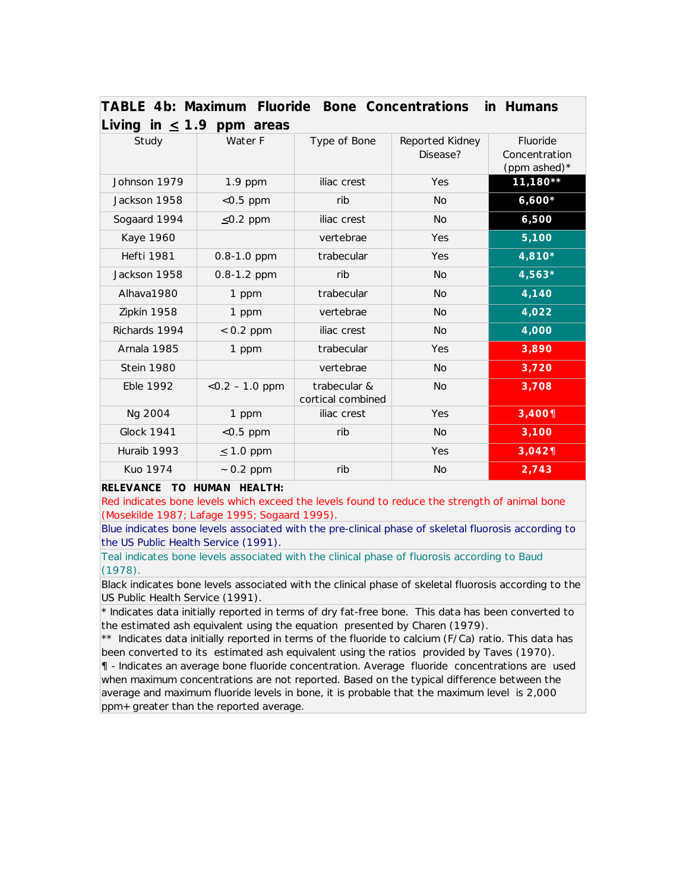## TABLE 4b: Maximum Fluoride Bone Concentrations in Humans Living in ≤ 1.9 ppm areas

| Study | Water F | Type of Bone | Reported Kidney Disease? | Fluoride Concentration (ppm ashed)* |
|---|---|---|---|---|
| Johnson 1979 | 1.9 ppm | iliac crest | Yes | **11,180**** |
| Jackson 1958 | <0.5 ppm | rib | No | **6,600*** |
| Sogaard 1994 | ≤0.2 ppm | iliac crest | No | **6,500** |
| Kaye 1960 | | vertebrae | Yes | **5,100** |
| Hefti 1981 | 0.8-1.0 ppm | trabecular | Yes | **4,810*** |
| Jackson 1958 | 0.8-1.2 ppm | rib | No | **4,563*** |
| Alhava1980 | 1 ppm | trabecular | No | **4,140** |
| Zipkin 1958 | 1 ppm | vertebrae | No | **4,022** |
| Richards 1994 | < 0.2 ppm | iliac crest | No | **4,000** |
| Arnala 1985 | 1 ppm | trabecular | Yes | **3,890** |
| Stein 1980 | | vertebrae | No | **3,720** |
| Eble 1992 | <0.2 – 1.0 ppm | trabecular & cortical combined | No | **3,708** |
| Ng 2004 | 1 ppm | iliac crest | Yes | **3,400¶** |
| Glock 1941 | <0.5 ppm | rib | No | **3,100** |
| Huraib 1993 | ≤ 1.0 ppm | | Yes | **3,042¶** |
| Kuo 1974 | ~ 0.2 ppm | rib | No | **2,743** |

**RELEVANCE TO HUMAN HEALTH:**

Red indicates bone levels which exceed the levels found to reduce the strength of animal bone (Mosekilde 1987; Lafage 1995; Sogaard 1995).

Blue indicates bone levels associated with the pre-clinical phase of skeletal fluorosis according to the US Public Health Service (1991).

Teal indicates bone levels associated with the clinical phase of fluorosis according to Baud (1978).

Black indicates bone levels associated with the clinical phase of skeletal fluorosis according to the US Public Health Service (1991).

* Indicates data initially reported in terms of dry fat-free bone. This data has been converted to the estimated ash equivalent using the equation presented by Charen (1979).

** Indicates data initially reported in terms of the fluoride to calcium (F/Ca) ratio. This data has been converted to its estimated ash equivalent using the ratios provided by Taves (1970).

¶ - Indicates an average bone fluoride concentration. Average fluoride concentrations are used when maximum concentrations are not reported. Based on the typical difference between the average and maximum fluoride levels in bone, it is probable that the maximum level is 2,000 ppm+ greater than the reported average.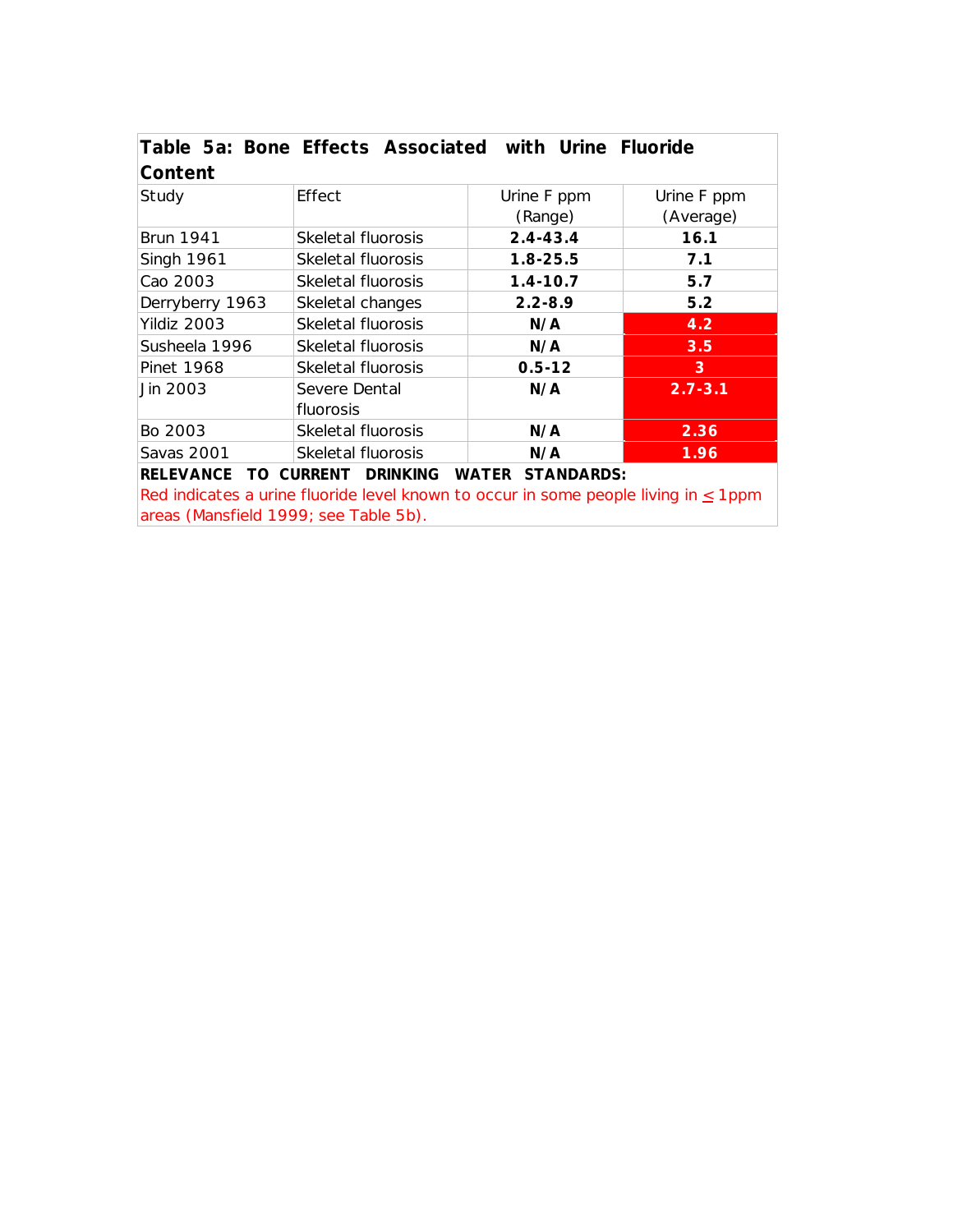**Table 5a: Bone Effects Associated with Urine Fluoride Content**

| Study | Effect | Urine F ppm (Range) | Urine F ppm (Average) |
|---|---|---|---|
| Brun 1941 | Skeletal fluorosis | **2.4-43.4** | **16.1** |
| Singh 1961 | Skeletal fluorosis | **1.8-25.5** | **7.1** |
| Cao 2003 | Skeletal fluorosis | **1.4-10.7** | **5.7** |
| Derryberry 1963 | Skeletal changes | **2.2-8.9** | **5.2** |
| Yildiz 2003 | Skeletal fluorosis | **N/A** | **4.2** |
| Susheela 1996 | Skeletal fluorosis | **N/A** | **3.5** |
| Pinet 1968 | Skeletal fluorosis | **0.5-12** | **3** |
| Jin 2003 | Severe Dental fluorosis | **N/A** | **2.7-3.1** |
| Bo 2003 | Skeletal fluorosis | **N/A** | **2.36** |
| Savas 2001 | Skeletal fluorosis | **N/A** | **1.96** |

**RELEVANCE TO CURRENT DRINKING WATER STANDARDS:**
Red indicates a urine fluoride level known to occur in some people living in ≤ 1ppm areas (Mansfield 1999; see Table 5b).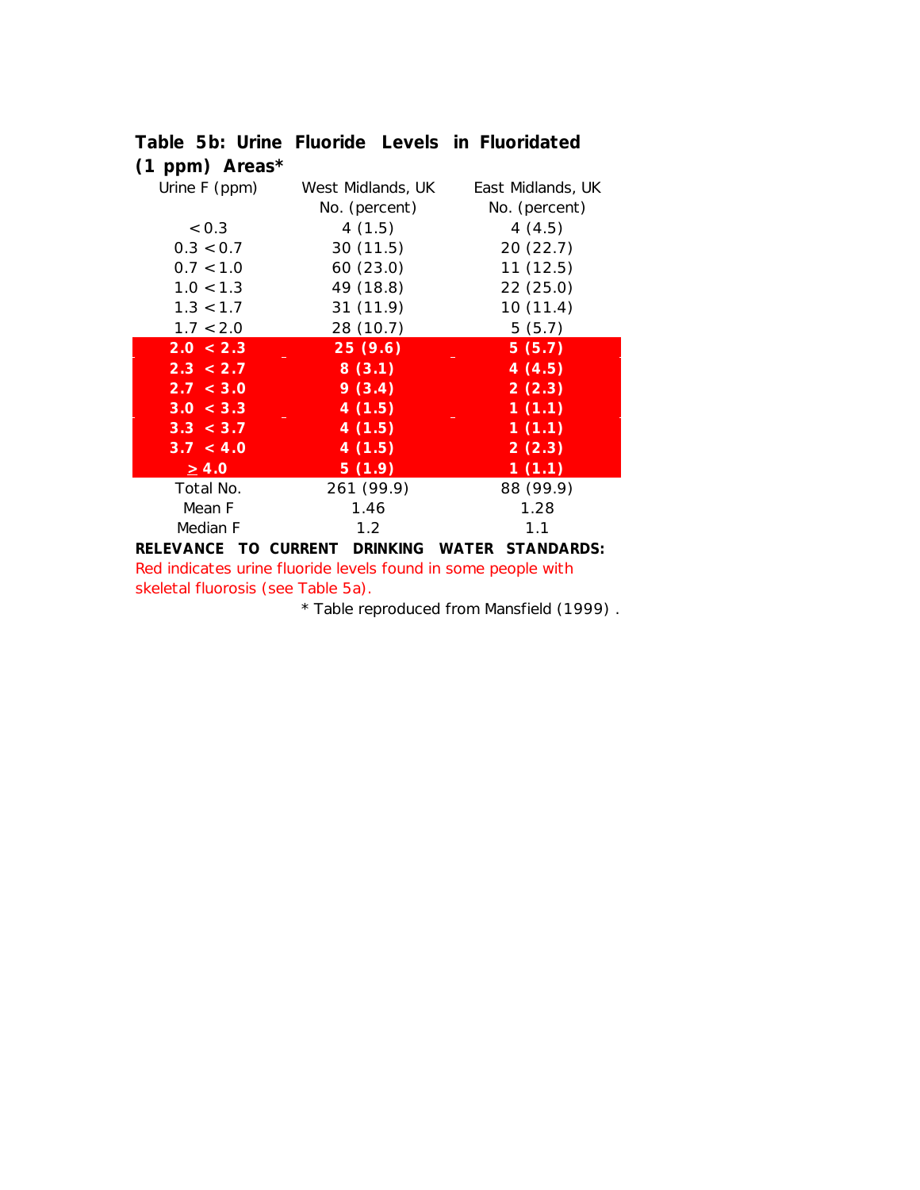**Table 5b: Urine Fluoride Levels in Fluoridated (1 ppm) Areas***

| Urine F (ppm) | West Midlands, UK No. (percent) | East Midlands, UK No. (percent) |
|---|---|---|
| < 0.3 | 4 (1.5) | 4 (4.5) |
| 0.3 < 0.7 | 30 (11.5) | 20 (22.7) |
| 0.7 < 1.0 | 60 (23.0) | 11 (12.5) |
| 1.0 < 1.3 | 49 (18.8) | 22 (25.0) |
| 1.3 < 1.7 | 31 (11.9) | 10 (11.4) |
| 1.7 < 2.0 | 28 (10.7) | 5 (5.7) |
| **2.0 < 2.3** | **25 (9.6)** | **5 (5.7)** |
| **2.3 < 2.7** | **8 (3.1)** | **4 (4.5)** |
| **2.7 < 3.0** | **9 (3.4)** | **2 (2.3)** |
| **3.0 < 3.3** | **4 (1.5)** | **1 (1.1)** |
| **3.3 < 3.7** | **4 (1.5)** | **1 (1.1)** |
| **3.7 < 4.0** | **4 (1.5)** | **2 (2.3)** |
| **≥ 4.0** | **5 (1.9)** | **1 (1.1)** |
| Total No. | 261 (99.9) | 88 (99.9) |
| Mean F | 1.46 | 1.28 |
| Median F | 1.2 | 1.1 |

**RELEVANCE TO CURRENT DRINKING WATER STANDARDS:**
Red indicates urine fluoride levels found in some people with skeletal fluorosis (see Table 5a).

* Table reproduced from Mansfield (1999) .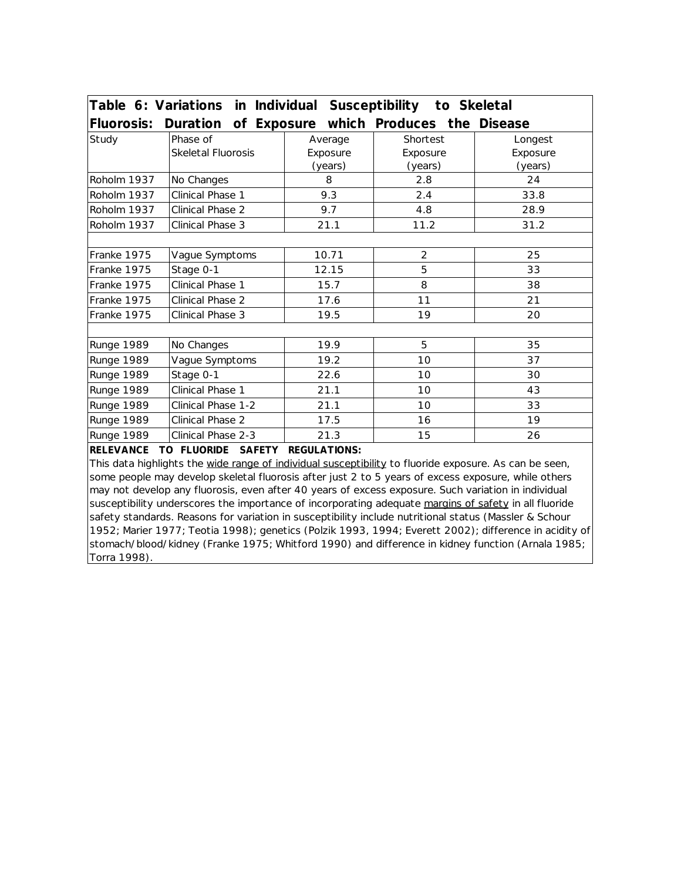**Table 6: Variations in Individual Susceptibility to Skeletal Fluorosis: Duration of Exposure which Produces the Disease**

| Study | Phase of Skeletal Fluorosis | Average Exposure (years) | Shortest Exposure (years) | Longest Exposure (years) |
|---|---|---|---|---|
| Roholm 1937 | No Changes | 8 | 2.8 | 24 |
| Roholm 1937 | Clinical Phase 1 | 9.3 | 2.4 | 33.8 |
| Roholm 1937 | Clinical Phase 2 | 9.7 | 4.8 | 28.9 |
| Roholm 1937 | Clinical Phase 3 | 21.1 | 11.2 | 31.2 |
| | | | | |
| Franke 1975 | Vague Symptoms | 10.71 | 2 | 25 |
| Franke 1975 | Stage 0-1 | 12.15 | 5 | 33 |
| Franke 1975 | Clinical Phase 1 | 15.7 | 8 | 38 |
| Franke 1975 | Clinical Phase 2 | 17.6 | 11 | 21 |
| Franke 1975 | Clinical Phase 3 | 19.5 | 19 | 20 |
| | | | | |
| Runge 1989 | No Changes | 19.9 | 5 | 35 |
| Runge 1989 | Vague Symptoms | 19.2 | 10 | 37 |
| Runge 1989 | Stage 0-1 | 22.6 | 10 | 30 |
| Runge 1989 | Clinical Phase 1 | 21.1 | 10 | 43 |
| Runge 1989 | Clinical Phase 1-2 | 21.1 | 10 | 33 |
| Runge 1989 | Clinical Phase 2 | 17.5 | 16 | 19 |
| Runge 1989 | Clinical Phase 2-3 | 21.3 | 15 | 26 |

**RELEVANCE TO FLUORIDE SAFETY REGULATIONS:**

This data highlights the wide range of individual susceptibility to fluoride exposure. As can be seen, some people may develop skeletal fluorosis after just 2 to 5 years of excess exposure, while others may not develop any fluorosis, even after 40 years of excess exposure. Such variation in individual susceptibility underscores the importance of incorporating adequate margins of safety in all fluoride safety standards. Reasons for variation in susceptibility include nutritional status (Massler & Schour 1952; Marier 1977; Teotia 1998); genetics (Polzik 1993, 1994; Everett 2002); difference in acidity of stomach/blood/kidney (Franke 1975; Whitford 1990) and difference in kidney function (Arnala 1985; Torra 1998).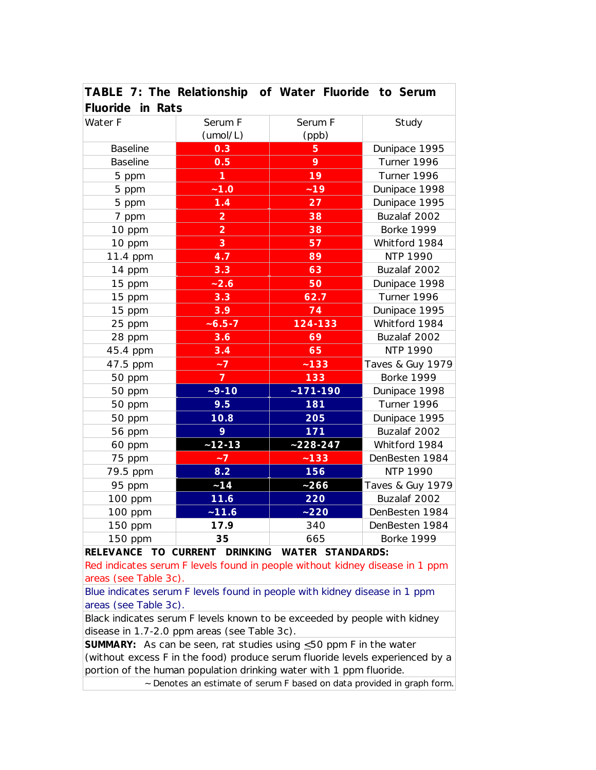**TABLE 7: The Relationship of Water Fluoride to Serum Fluoride in Rats**

| Water F | Serum F (umol/L) | Serum F (ppb) | Study |
|---|---|---|---|
| Baseline | **0.3** | **5** | Dunipace 1995 |
| Baseline | **0.5** | **9** | Turner 1996 |
| 5 ppm | **1** | **19** | Turner 1996 |
| 5 ppm | **~1.0** | **~19** | Dunipace 1998 |
| 5 ppm | **1.4** | **27** | Dunipace 1995 |
| 7 ppm | **2** | **38** | Buzalaf 2002 |
| 10 ppm | **2** | **38** | Borke 1999 |
| 10 ppm | **3** | **57** | Whitford 1984 |
| 11.4 ppm | **4.7** | **89** | NTP 1990 |
| 14 ppm | **3.3** | **63** | Buzalaf 2002 |
| 15 ppm | **~2.6** | **50** | Dunipace 1998 |
| 15 ppm | **3.3** | **62.7** | Turner 1996 |
| 15 ppm | **3.9** | **74** | Dunipace 1995 |
| 25 ppm | **~6.5-7** | **124-133** | Whitford 1984 |
| 28 ppm | **3.6** | **69** | Buzalaf 2002 |
| 45.4 ppm | **3.4** | **65** | NTP 1990 |
| 47.5 ppm | **~7** | **~133** | Taves & Guy 1979 |
| 50 ppm | **7** | **133** | Borke 1999 |
| 50 ppm | **~9-10** | **~171-190** | Dunipace 1998 |
| 50 ppm | **9.5** | **181** | Turner 1996 |
| 50 ppm | **10.8** | **205** | Dunipace 1995 |
| 56 ppm | **9** | **171** | Buzalaf 2002 |
| 60 ppm | **~12-13** | **~228-247** | Whitford 1984 |
| 75 ppm | **~7** | **~133** | DenBesten 1984 |
| 79.5 ppm | **8.2** | **156** | NTP 1990 |
| 95 ppm | **~14** | **~266** | Taves & Guy 1979 |
| 100 ppm | **11.6** | **220** | Buzalaf 2002 |
| 100 ppm | **~11.6** | **~220** | DenBesten 1984 |
| 150 ppm | **17.9** | 340 | DenBesten 1984 |
| 150 ppm | **35** | 665 | Borke 1999 |

**RELEVANCE TO CURRENT DRINKING WATER STANDARDS:**

Red indicates serum F levels found in people without kidney disease in 1 ppm areas (see Table 3c).

Blue indicates serum F levels found in people with kidney disease in 1 ppm areas (see Table 3c).

Black indicates serum F levels known to be exceeded by people with kidney disease in 1.7-2.0 ppm areas (see Table 3c).

**SUMMARY:** As can be seen, rat studies using ≤50 ppm F in the water (without excess F in the food) produce serum fluoride levels experienced by a portion of the human population drinking water with 1 ppm fluoride.

~ Denotes an estimate of serum F based on data provided in graph form.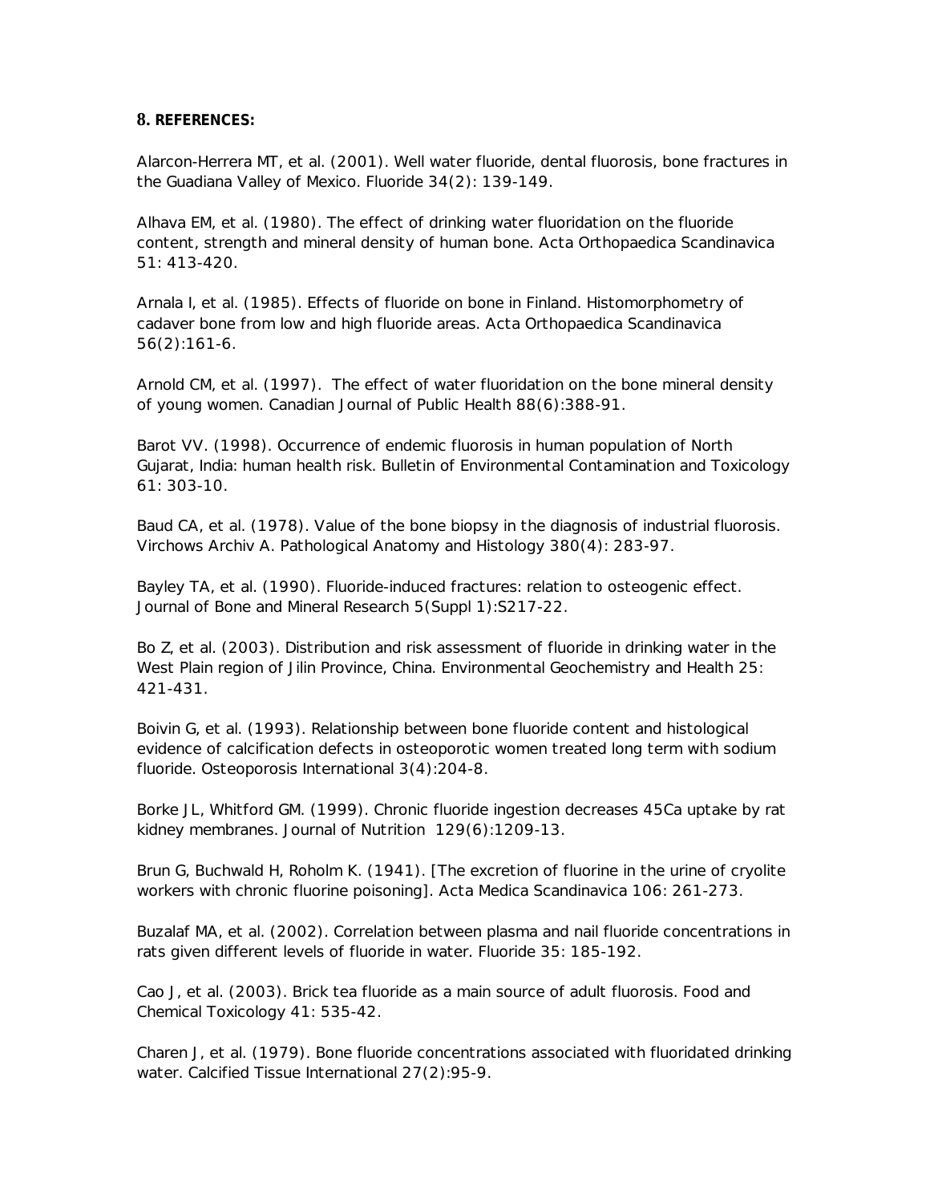## 8. REFERENCES:

Alarcon-Herrera MT, et al. (2001). Well water fluoride, dental fluorosis, bone fractures in the Guadiana Valley of Mexico. Fluoride 34(2): 139-149.

Alhava EM, et al. (1980). The effect of drinking water fluoridation on the fluoride content, strength and mineral density of human bone. Acta Orthopaedica Scandinavica 51: 413-420.

Arnala I, et al. (1985). Effects of fluoride on bone in Finland. Histomorphometry of cadaver bone from low and high fluoride areas. Acta Orthopaedica Scandinavica 56(2):161-6.

Arnold CM, et al. (1997). The effect of water fluoridation on the bone mineral density of young women. Canadian Journal of Public Health 88(6):388-91.

Barot VV. (1998). Occurrence of endemic fluorosis in human population of North Gujarat, India: human health risk. Bulletin of Environmental Contamination and Toxicology 61: 303-10.

Baud CA, et al. (1978). Value of the bone biopsy in the diagnosis of industrial fluorosis. Virchows Archiv A. Pathological Anatomy and Histology 380(4): 283-97.

Bayley TA, et al. (1990). Fluoride-induced fractures: relation to osteogenic effect. Journal of Bone and Mineral Research 5(Suppl 1):S217-22.

Bo Z, et al. (2003). Distribution and risk assessment of fluoride in drinking water in the West Plain region of Jilin Province, China. Environmental Geochemistry and Health 25: 421-431.

Boivin G, et al. (1993). Relationship between bone fluoride content and histological evidence of calcification defects in osteoporotic women treated long term with sodium fluoride. Osteoporosis International 3(4):204-8.

Borke JL, Whitford GM. (1999). Chronic fluoride ingestion decreases 45Ca uptake by rat kidney membranes. Journal of Nutrition 129(6):1209-13.

Brun G, Buchwald H, Roholm K. (1941). [The excretion of fluorine in the urine of cryolite workers with chronic fluorine poisoning]. Acta Medica Scandinavica 106: 261-273.

Buzalaf MA, et al. (2002). Correlation between plasma and nail fluoride concentrations in rats given different levels of fluoride in water. Fluoride 35: 185-192.

Cao J, et al. (2003). Brick tea fluoride as a main source of adult fluorosis. Food and Chemical Toxicology 41: 535-42.

Charen J, et al. (1979). Bone fluoride concentrations associated with fluoridated drinking water. Calcified Tissue International 27(2):95-9.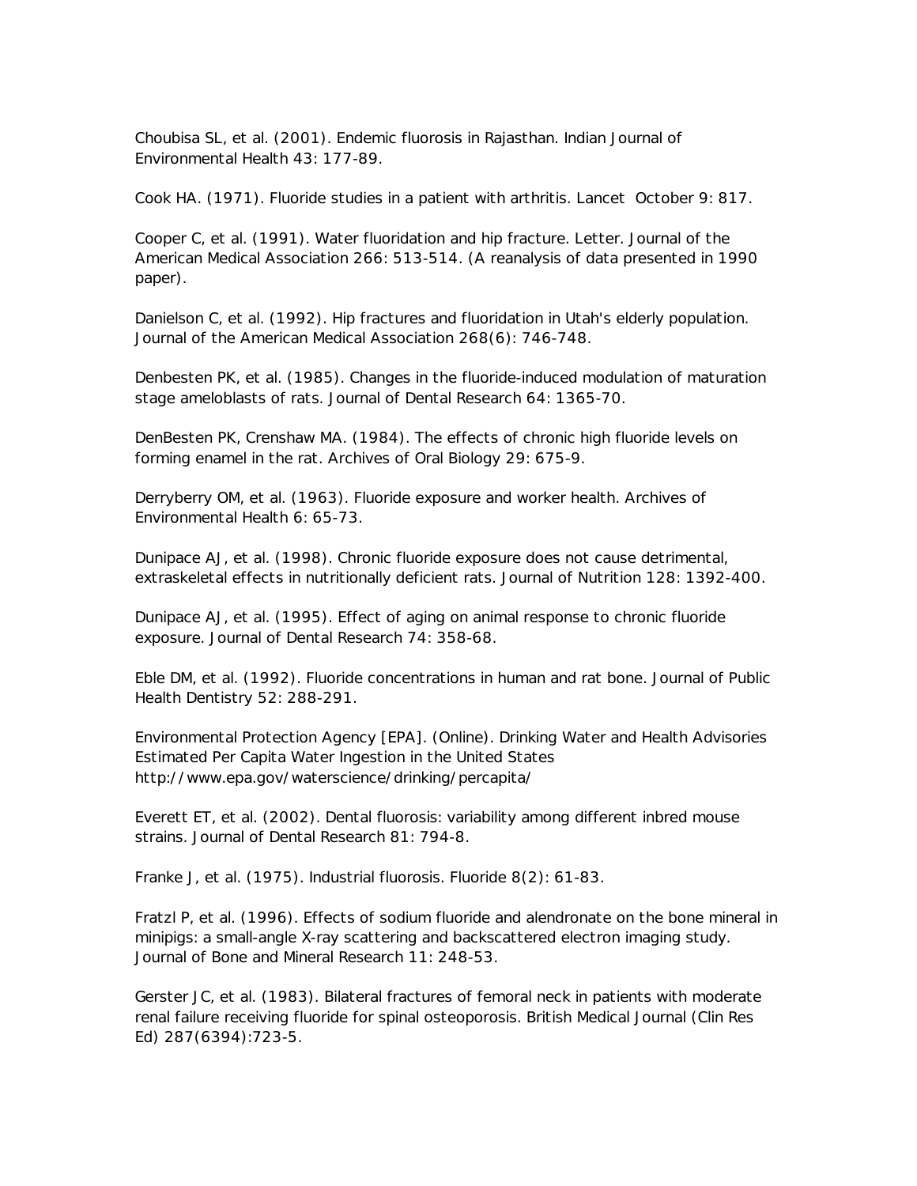Choubisa SL, et al. (2001). Endemic fluorosis in Rajasthan. Indian Journal of Environmental Health 43: 177-89.

Cook HA. (1971). Fluoride studies in a patient with arthritis. Lancet October 9: 817.

Cooper C, et al. (1991). Water fluoridation and hip fracture. Letter. Journal of the American Medical Association 266: 513-514. (A reanalysis of data presented in 1990 paper).

Danielson C, et al. (1992). Hip fractures and fluoridation in Utah's elderly population. Journal of the American Medical Association 268(6): 746-748.

Denbesten PK, et al. (1985). Changes in the fluoride-induced modulation of maturation stage ameloblasts of rats. Journal of Dental Research 64: 1365-70.

DenBesten PK, Crenshaw MA. (1984). The effects of chronic high fluoride levels on forming enamel in the rat. Archives of Oral Biology 29: 675-9.

Derryberry OM, et al. (1963). Fluoride exposure and worker health. Archives of Environmental Health 6: 65-73.

Dunipace AJ, et al. (1998). Chronic fluoride exposure does not cause detrimental, extraskeletal effects in nutritionally deficient rats. Journal of Nutrition 128: 1392-400.

Dunipace AJ, et al. (1995). Effect of aging on animal response to chronic fluoride exposure. Journal of Dental Research 74: 358-68.

Eble DM, et al. (1992). Fluoride concentrations in human and rat bone. Journal of Public Health Dentistry 52: 288-291.

Environmental Protection Agency [EPA]. (Online). Drinking Water and Health Advisories Estimated Per Capita Water Ingestion in the United States http://www.epa.gov/waterscience/drinking/percapita/

Everett ET, et al. (2002). Dental fluorosis: variability among different inbred mouse strains. Journal of Dental Research 81: 794-8.

Franke J, et al. (1975). Industrial fluorosis. Fluoride 8(2): 61-83.

Fratzl P, et al. (1996). Effects of sodium fluoride and alendronate on the bone mineral in minipigs: a small-angle X-ray scattering and backscattered electron imaging study. Journal of Bone and Mineral Research 11: 248-53.

Gerster JC, et al. (1983). Bilateral fractures of femoral neck in patients with moderate renal failure receiving fluoride for spinal osteoporosis. British Medical Journal (Clin Res Ed) 287(6394):723-5.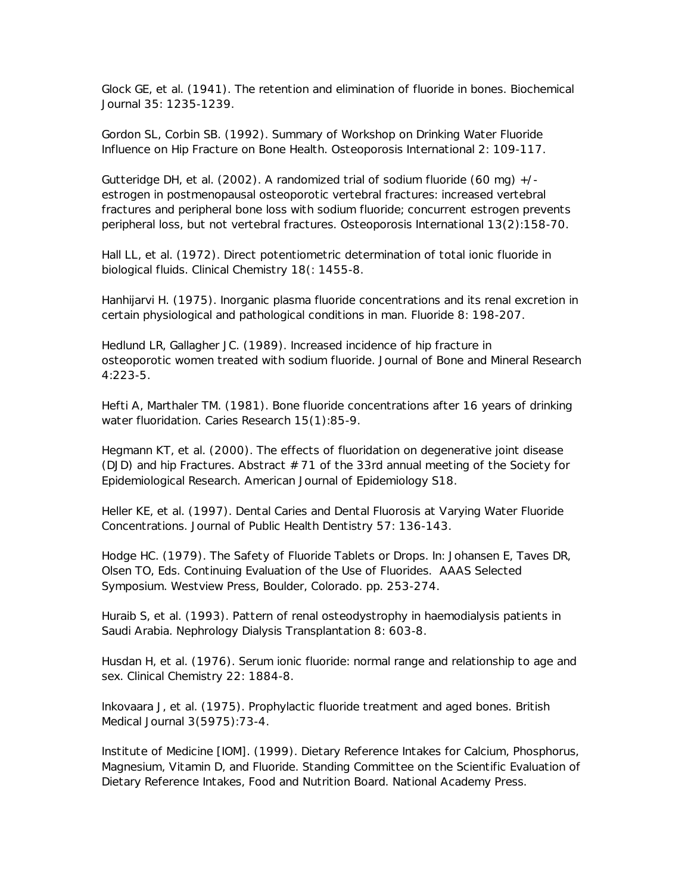Glock GE, et al. (1941). The retention and elimination of fluoride in bones. Biochemical Journal 35: 1235-1239.

Gordon SL, Corbin SB. (1992). Summary of Workshop on Drinking Water Fluoride Influence on Hip Fracture on Bone Health. Osteoporosis International 2: 109-117.

Gutteridge DH, et al. (2002). A randomized trial of sodium fluoride (60 mg) +/- estrogen in postmenopausal osteoporotic vertebral fractures: increased vertebral fractures and peripheral bone loss with sodium fluoride; concurrent estrogen prevents peripheral loss, but not vertebral fractures. Osteoporosis International 13(2):158-70.

Hall LL, et al. (1972). Direct potentiometric determination of total ionic fluoride in biological fluids. Clinical Chemistry 18(: 1455-8.

Hanhijarvi H. (1975). Inorganic plasma fluoride concentrations and its renal excretion in certain physiological and pathological conditions in man. Fluoride 8: 198-207.

Hedlund LR, Gallagher JC. (1989). Increased incidence of hip fracture in osteoporotic women treated with sodium fluoride. Journal of Bone and Mineral Research 4:223-5.

Hefti A, Marthaler TM. (1981). Bone fluoride concentrations after 16 years of drinking water fluoridation. Caries Research 15(1):85-9.

Hegmann KT, et al. (2000). The effects of fluoridation on degenerative joint disease (DJD) and hip Fractures. Abstract # 71 of the 33rd annual meeting of the Society for Epidemiological Research. American Journal of Epidemiology S18.

Heller KE, et al. (1997). Dental Caries and Dental Fluorosis at Varying Water Fluoride Concentrations. Journal of Public Health Dentistry 57: 136-143.

Hodge HC. (1979). The Safety of Fluoride Tablets or Drops. In: Johansen E, Taves DR, Olsen TO, Eds. Continuing Evaluation of the Use of Fluorides. AAAS Selected Symposium. Westview Press, Boulder, Colorado. pp. 253-274.

Huraib S, et al. (1993). Pattern of renal osteodystrophy in haemodialysis patients in Saudi Arabia. Nephrology Dialysis Transplantation 8: 603-8.

Husdan H, et al. (1976). Serum ionic fluoride: normal range and relationship to age and sex. Clinical Chemistry 22: 1884-8.

Inkovaara J, et al. (1975). Prophylactic fluoride treatment and aged bones. British Medical Journal 3(5975):73-4.

Institute of Medicine [IOM]. (1999). Dietary Reference Intakes for Calcium, Phosphorus, Magnesium, Vitamin D, and Fluoride. Standing Committee on the Scientific Evaluation of Dietary Reference Intakes, Food and Nutrition Board. National Academy Press.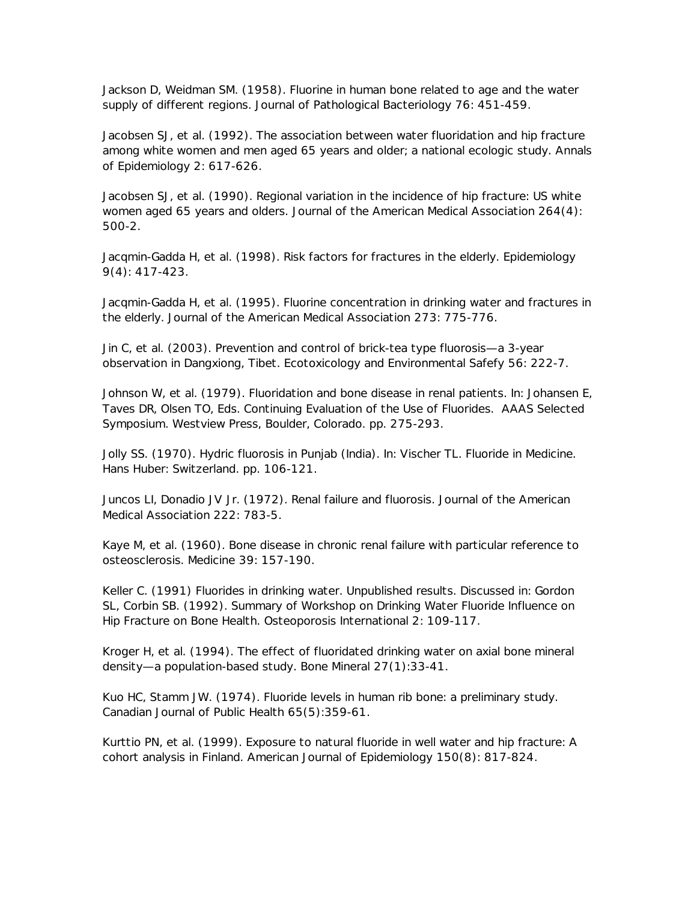Jackson D, Weidman SM. (1958). Fluorine in human bone related to age and the water supply of different regions. Journal of Pathological Bacteriology 76: 451-459.

Jacobsen SJ, et al. (1992). The association between water fluoridation and hip fracture among white women and men aged 65 years and older; a national ecologic study. Annals of Epidemiology 2: 617-626.

Jacobsen SJ, et al. (1990). Regional variation in the incidence of hip fracture: US white women aged 65 years and olders. Journal of the American Medical Association 264(4): 500-2.

Jacqmin-Gadda H, et al. (1998). Risk factors for fractures in the elderly. Epidemiology 9(4): 417-423.

Jacqmin-Gadda H, et al. (1995). Fluorine concentration in drinking water and fractures in the elderly. Journal of the American Medical Association 273: 775-776.

Jin C, et al. (2003). Prevention and control of brick-tea type fluorosis—a 3-year observation in Dangxiong, Tibet. Ecotoxicology and Environmental Safefy 56: 222-7.

Johnson W, et al. (1979). Fluoridation and bone disease in renal patients. In: Johansen E, Taves DR, Olsen TO, Eds. Continuing Evaluation of the Use of Fluorides. AAAS Selected Symposium. Westview Press, Boulder, Colorado. pp. 275-293.

Jolly SS. (1970). Hydric fluorosis in Punjab (India). In: Vischer TL. Fluoride in Medicine. Hans Huber: Switzerland. pp. 106-121.

Juncos LI, Donadio JV Jr. (1972). Renal failure and fluorosis. Journal of the American Medical Association 222: 783-5.

Kaye M, et al. (1960). Bone disease in chronic renal failure with particular reference to osteosclerosis. Medicine 39: 157-190.

Keller C. (1991) Fluorides in drinking water. Unpublished results. Discussed in: Gordon SL, Corbin SB. (1992). Summary of Workshop on Drinking Water Fluoride Influence on Hip Fracture on Bone Health. Osteoporosis International 2: 109-117.

Kroger H, et al. (1994). The effect of fluoridated drinking water on axial bone mineral density—a population-based study. Bone Mineral 27(1):33-41.

Kuo HC, Stamm JW. (1974). Fluoride levels in human rib bone: a preliminary study. Canadian Journal of Public Health 65(5):359-61.

Kurttio PN, et al. (1999). Exposure to natural fluoride in well water and hip fracture: A cohort analysis in Finland. American Journal of Epidemiology 150(8): 817-824.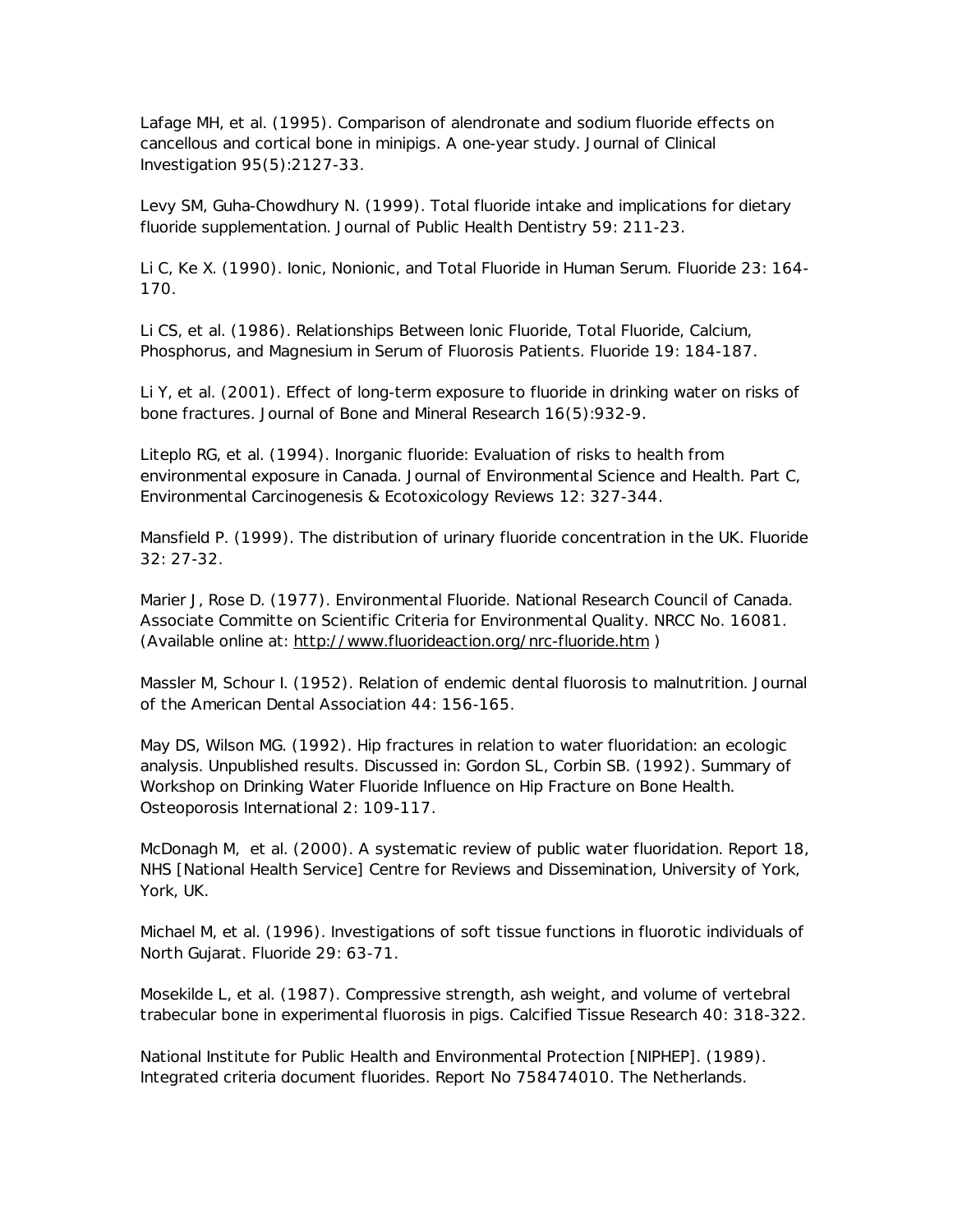Lafage MH, et al. (1995). Comparison of alendronate and sodium fluoride effects on cancellous and cortical bone in minipigs. A one-year study. Journal of Clinical Investigation 95(5):2127-33.

Levy SM, Guha-Chowdhury N. (1999). Total fluoride intake and implications for dietary fluoride supplementation. Journal of Public Health Dentistry 59: 211-23.

Li C, Ke X. (1990). Ionic, Nonionic, and Total Fluoride in Human Serum. Fluoride 23: 164-170.

Li CS, et al. (1986). Relationships Between Ionic Fluoride, Total Fluoride, Calcium, Phosphorus, and Magnesium in Serum of Fluorosis Patients. Fluoride 19: 184-187.

Li Y, et al. (2001). Effect of long-term exposure to fluoride in drinking water on risks of bone fractures. Journal of Bone and Mineral Research 16(5):932-9.

Liteplo RG, et al. (1994). Inorganic fluoride: Evaluation of risks to health from environmental exposure in Canada. Journal of Environmental Science and Health. Part C, Environmental Carcinogenesis & Ecotoxicology Reviews 12: 327-344.

Mansfield P. (1999). The distribution of urinary fluoride concentration in the UK. Fluoride 32: 27-32.

Marier J, Rose D. (1977). Environmental Fluoride. National Research Council of Canada. Associate Committe on Scientific Criteria for Environmental Quality. NRCC No. 16081. (Available online at: http://www.fluorideaction.org/nrc-fluoride.htm )

Massler M, Schour I. (1952). Relation of endemic dental fluorosis to malnutrition. Journal of the American Dental Association 44: 156-165.

May DS, Wilson MG. (1992). Hip fractures in relation to water fluoridation: an ecologic analysis. Unpublished results. Discussed in: Gordon SL, Corbin SB. (1992). Summary of Workshop on Drinking Water Fluoride Influence on Hip Fracture on Bone Health. Osteoporosis International 2: 109-117.

McDonagh M, et al. (2000). A systematic review of public water fluoridation. Report 18, NHS [National Health Service] Centre for Reviews and Dissemination, University of York, York, UK.

Michael M, et al. (1996). Investigations of soft tissue functions in fluorotic individuals of North Gujarat. Fluoride 29: 63-71.

Mosekilde L, et al. (1987). Compressive strength, ash weight, and volume of vertebral trabecular bone in experimental fluorosis in pigs. Calcified Tissue Research 40: 318-322.

National Institute for Public Health and Environmental Protection [NIPHEP]. (1989). Integrated criteria document fluorides. Report No 758474010. The Netherlands.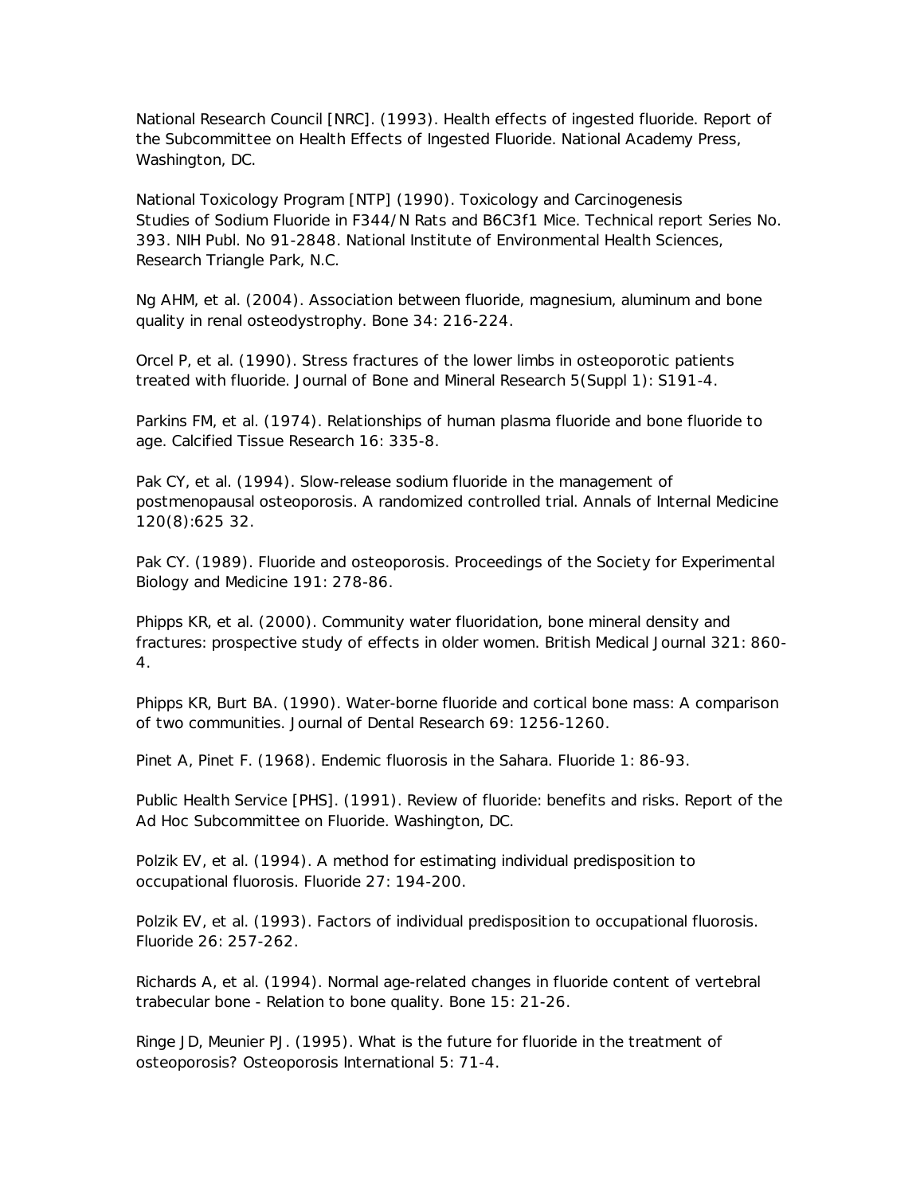National Research Council [NRC]. (1993). Health effects of ingested fluoride. Report of the Subcommittee on Health Effects of Ingested Fluoride. National Academy Press, Washington, DC.

National Toxicology Program [NTP] (1990). Toxicology and Carcinogenesis Studies of Sodium Fluoride in F344/N Rats and B6C3f1 Mice. Technical report Series No. 393. NIH Publ. No 91-2848. National Institute of Environmental Health Sciences, Research Triangle Park, N.C.

Ng AHM, et al. (2004). Association between fluoride, magnesium, aluminum and bone quality in renal osteodystrophy. Bone 34: 216-224.

Orcel P, et al. (1990). Stress fractures of the lower limbs in osteoporotic patients treated with fluoride. Journal of Bone and Mineral Research 5(Suppl 1): S191-4.

Parkins FM, et al. (1974). Relationships of human plasma fluoride and bone fluoride to age. Calcified Tissue Research 16: 335-8.

Pak CY, et al. (1994). Slow-release sodium fluoride in the management of postmenopausal osteoporosis. A randomized controlled trial. Annals of Internal Medicine 120(8):625 32.

Pak CY. (1989). Fluoride and osteoporosis. Proceedings of the Society for Experimental Biology and Medicine 191: 278-86.

Phipps KR, et al. (2000). Community water fluoridation, bone mineral density and fractures: prospective study of effects in older women. British Medical Journal 321: 860-4.

Phipps KR, Burt BA. (1990). Water-borne fluoride and cortical bone mass: A comparison of two communities. Journal of Dental Research 69: 1256-1260.

Pinet A, Pinet F. (1968). Endemic fluorosis in the Sahara. Fluoride 1: 86-93.

Public Health Service [PHS]. (1991). Review of fluoride: benefits and risks. Report of the Ad Hoc Subcommittee on Fluoride. Washington, DC.

Polzik EV, et al. (1994). A method for estimating individual predisposition to occupational fluorosis. Fluoride 27: 194-200.

Polzik EV, et al. (1993). Factors of individual predisposition to occupational fluorosis. Fluoride 26: 257-262.

Richards A, et al. (1994). Normal age-related changes in fluoride content of vertebral trabecular bone - Relation to bone quality. Bone 15: 21-26.

Ringe JD, Meunier PJ. (1995). What is the future for fluoride in the treatment of osteoporosis? Osteoporosis International 5: 71-4.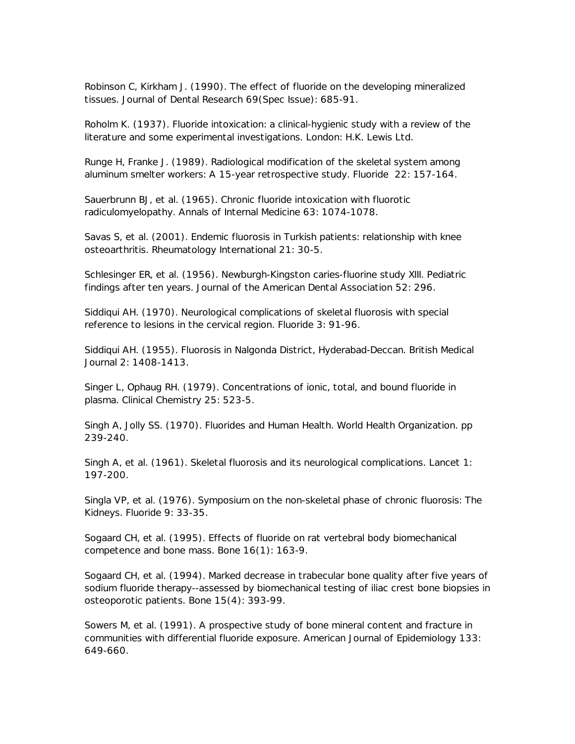Robinson C, Kirkham J. (1990). The effect of fluoride on the developing mineralized tissues. Journal of Dental Research 69(Spec Issue): 685-91.

Roholm K. (1937). Fluoride intoxication: a clinical-hygienic study with a review of the literature and some experimental investigations. London: H.K. Lewis Ltd.

Runge H, Franke J. (1989). Radiological modification of the skeletal system among aluminum smelter workers: A 15-year retrospective study. Fluoride 22: 157-164.

Sauerbrunn BJ, et al. (1965). Chronic fluoride intoxication with fluorotic radiculomyelopathy. Annals of Internal Medicine 63: 1074-1078.

Savas S, et al. (2001). Endemic fluorosis in Turkish patients: relationship with knee osteoarthritis. Rheumatology International 21: 30-5.

Schlesinger ER, et al. (1956). Newburgh-Kingston caries-fluorine study XIII. Pediatric findings after ten years. Journal of the American Dental Association 52: 296.

Siddiqui AH. (1970). Neurological complications of skeletal fluorosis with special reference to lesions in the cervical region. Fluoride 3: 91-96.

Siddiqui AH. (1955). Fluorosis in Nalgonda District, Hyderabad-Deccan. British Medical Journal 2: 1408-1413.

Singer L, Ophaug RH. (1979). Concentrations of ionic, total, and bound fluoride in plasma. Clinical Chemistry 25: 523-5.

Singh A, Jolly SS. (1970). Fluorides and Human Health. World Health Organization. pp 239-240.

Singh A, et al. (1961). Skeletal fluorosis and its neurological complications. Lancet 1: 197-200.

Singla VP, et al. (1976). Symposium on the non-skeletal phase of chronic fluorosis: The Kidneys. Fluoride 9: 33-35.

Sogaard CH, et al. (1995). Effects of fluoride on rat vertebral body biomechanical competence and bone mass. Bone 16(1): 163-9.

Sogaard CH, et al. (1994). Marked decrease in trabecular bone quality after five years of sodium fluoride therapy--assessed by biomechanical testing of iliac crest bone biopsies in osteoporotic patients. Bone 15(4): 393-99.

Sowers M, et al. (1991). A prospective study of bone mineral content and fracture in communities with differential fluoride exposure. American Journal of Epidemiology 133: 649-660.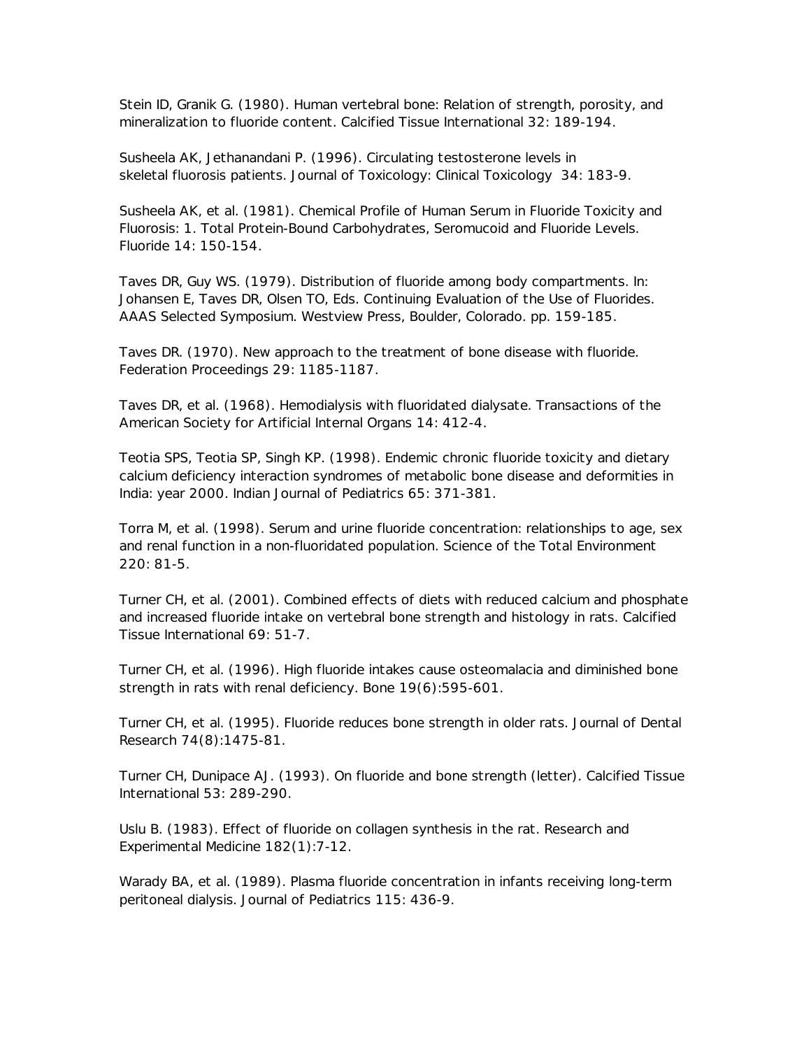Stein ID, Granik G. (1980). Human vertebral bone: Relation of strength, porosity, and mineralization to fluoride content. Calcified Tissue International 32: 189-194.

Susheela AK, Jethanandani P. (1996). Circulating testosterone levels in skeletal fluorosis patients. Journal of Toxicology: Clinical Toxicology 34: 183-9.

Susheela AK, et al. (1981). Chemical Profile of Human Serum in Fluoride Toxicity and Fluorosis: 1. Total Protein-Bound Carbohydrates, Seromucoid and Fluoride Levels. Fluoride 14: 150-154.

Taves DR, Guy WS. (1979). Distribution of fluoride among body compartments. In: Johansen E, Taves DR, Olsen TO, Eds. Continuing Evaluation of the Use of Fluorides. AAAS Selected Symposium. Westview Press, Boulder, Colorado. pp. 159-185.

Taves DR. (1970). New approach to the treatment of bone disease with fluoride. Federation Proceedings 29: 1185-1187.

Taves DR, et al. (1968). Hemodialysis with fluoridated dialysate. Transactions of the American Society for Artificial Internal Organs 14: 412-4.

Teotia SPS, Teotia SP, Singh KP. (1998). Endemic chronic fluoride toxicity and dietary calcium deficiency interaction syndromes of metabolic bone disease and deformities in India: year 2000. Indian Journal of Pediatrics 65: 371-381.

Torra M, et al. (1998). Serum and urine fluoride concentration: relationships to age, sex and renal function in a non-fluoridated population. Science of the Total Environment 220: 81-5.

Turner CH, et al. (2001). Combined effects of diets with reduced calcium and phosphate and increased fluoride intake on vertebral bone strength and histology in rats. Calcified Tissue International 69: 51-7.

Turner CH, et al. (1996). High fluoride intakes cause osteomalacia and diminished bone strength in rats with renal deficiency. Bone 19(6):595-601.

Turner CH, et al. (1995). Fluoride reduces bone strength in older rats. Journal of Dental Research 74(8):1475-81.

Turner CH, Dunipace AJ. (1993). On fluoride and bone strength (letter). Calcified Tissue International 53: 289-290.

Uslu B. (1983). Effect of fluoride on collagen synthesis in the rat. Research and Experimental Medicine 182(1):7-12.

Warady BA, et al. (1989). Plasma fluoride concentration in infants receiving long-term peritoneal dialysis. Journal of Pediatrics 115: 436-9.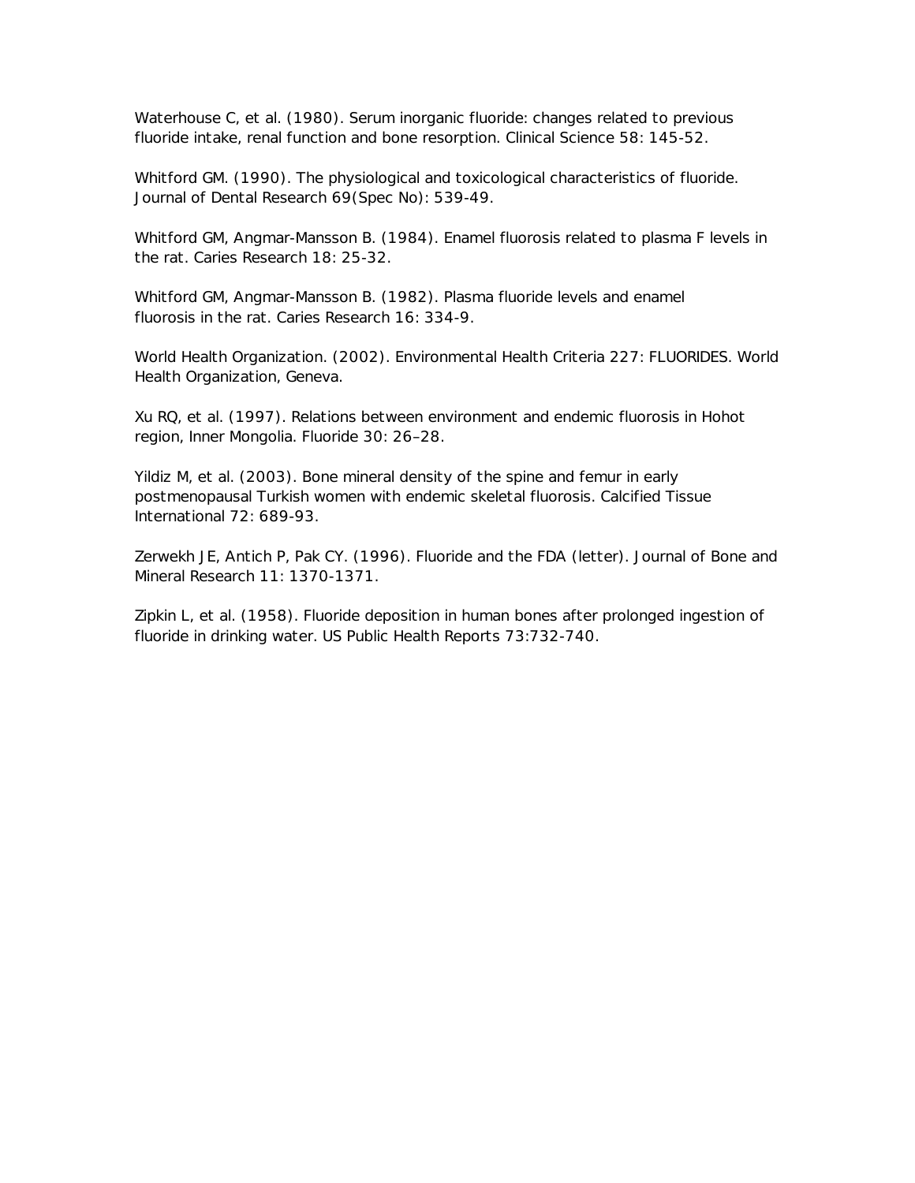Waterhouse C, et al. (1980). Serum inorganic fluoride: changes related to previous fluoride intake, renal function and bone resorption. Clinical Science 58: 145-52.

Whitford GM. (1990). The physiological and toxicological characteristics of fluoride. Journal of Dental Research 69(Spec No): 539-49.

Whitford GM, Angmar-Mansson B. (1984). Enamel fluorosis related to plasma F levels in the rat. Caries Research 18: 25-32.

Whitford GM, Angmar-Mansson B. (1982). Plasma fluoride levels and enamel fluorosis in the rat. Caries Research 16: 334-9.

World Health Organization. (2002). Environmental Health Criteria 227: FLUORIDES. World Health Organization, Geneva.

Xu RQ, et al. (1997). Relations between environment and endemic fluorosis in Hohot region, Inner Mongolia. Fluoride 30: 26–28.

Yildiz M, et al. (2003). Bone mineral density of the spine and femur in early postmenopausal Turkish women with endemic skeletal fluorosis. Calcified Tissue International 72: 689-93.

Zerwekh JE, Antich P, Pak CY. (1996). Fluoride and the FDA (letter). Journal of Bone and Mineral Research 11: 1370-1371.

Zipkin L, et al. (1958). Fluoride deposition in human bones after prolonged ingestion of fluoride in drinking water. US Public Health Reports 73:732-740.